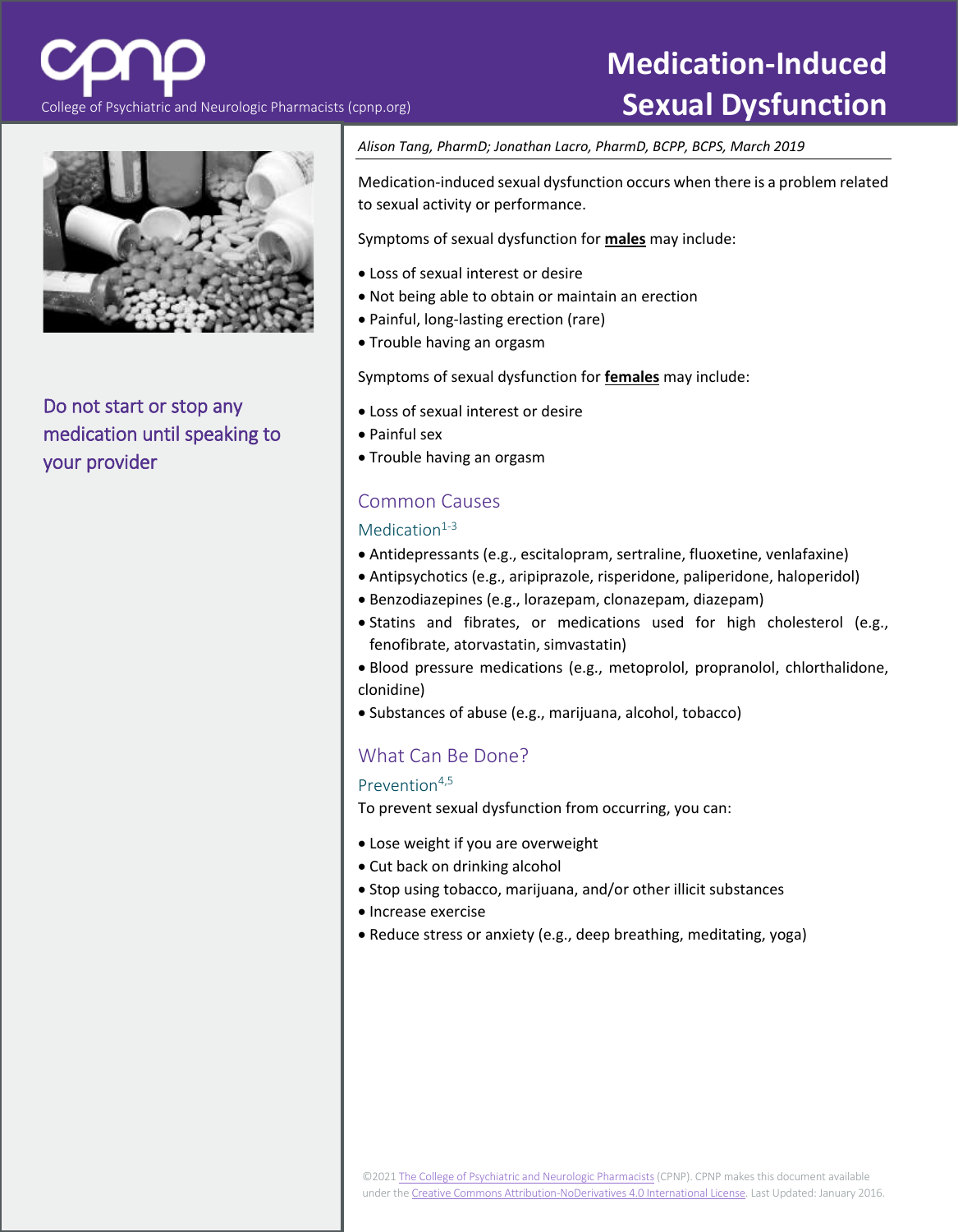cpnp

College of Psychiatric and Neurologic Pharmacists (cpnp.org)

# Medication-Induced Sexual Dysfunction

Do not start or stop any medication until speaking to your provider

*Alison Tang, PharmD; Jonathan Lacro, PharmD, BCPP, BCPS, March 2019*

Medication-induced sexual dysfunction occurs when there is a problem related to sexual activity or performance.

Symptoms of sexual dysfunction for **males** may include:

- Loss of sexual interest or desire
- Not being able to obtain or maintain an erection
- Painful, long-lasting erection (rare)
- Trouble having an orgasm

Symptoms of sexual dysfunction for **females** may include:

- Loss of sexual interest or desire
- Painful sex
- Trouble having an orgasm

## Common Causes

### Medication[1-3]

- Antidepressants (e.g., escitalopram, sertraline, fluoxetine, venlafaxine)
- Antipsychotics (e.g., aripiprazole, risperidone, paliperidone, haloperidol)
- Benzodiazepines (e.g., lorazepam, clonazepam, diazepam)
- Statins and fibrates, or medications used for high cholesterol (e.g., fenofibrate, atorvastatin, simvastatin)
- Blood pressure medications (e.g., metoprolol, propranolol, chlorthalidone, clonidine)
- Substances of abuse (e.g., marijuana, alcohol, tobacco)

## What Can Be Done?

### Prevention[4,5]

To prevent sexual dysfunction from occurring, you can:

- Lose weight if you are overweight
- Cut back on drinking alcohol
- Stop using tobacco, marijuana, and/or other illicit substances
- Increase exercise
- Reduce stress or anxiety (e.g., deep breathing, meditating, yoga)

©2021 The College of Psychiatric and Neurologic Pharmacists (CPNP). CPNP makes this document available under the Creative Commons Attribution-NoDerivatives 4.0 International License. Last Updated: January 2016.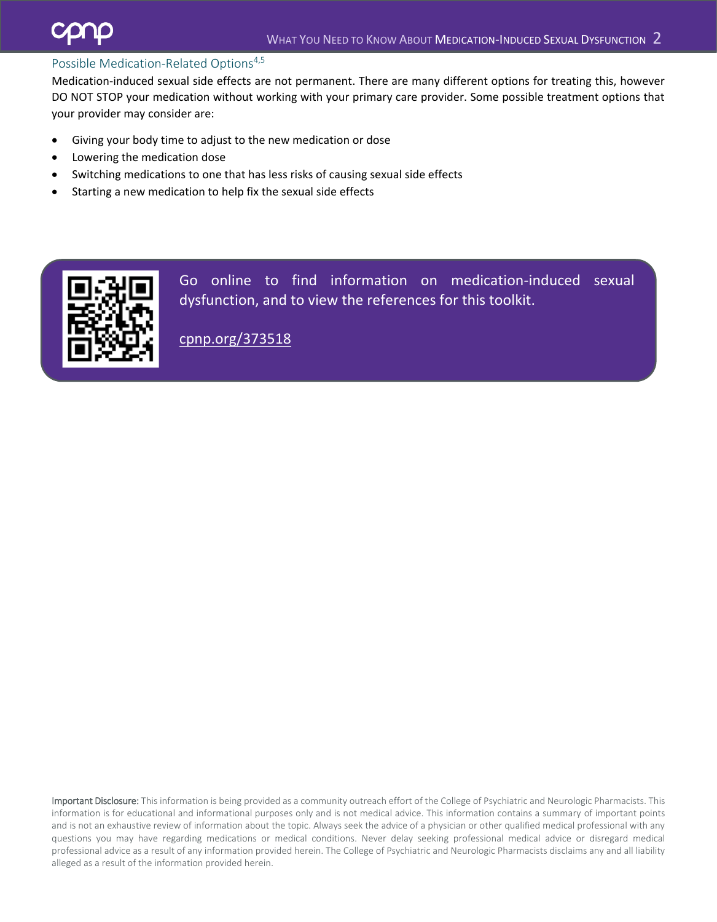## Possible Medication-Related Options[4,5]

Medication-induced sexual side effects are not permanent. There are many different options for treating this, however DO NOT STOP your medication without working with your primary care provider. Some possible treatment options that your provider may consider are:

- Giving your body time to adjust to the new medication or dose
- Lowering the medication dose
- Switching medications to one that has less risks of causing sexual side effects
- Starting a new medication to help fix the sexual side effects

Go online to find information on medication-induced sexual dysfunction, and to view the references for this toolkit.

cpnp.org/373518

Important Disclosure: This information is being provided as a community outreach effort of the College of Psychiatric and Neurologic Pharmacists. This information is for educational and informational purposes only and is not medical advice. This information contains a summary of important points and is not an exhaustive review of information about the topic. Always seek the advice of a physician or other qualified medical professional with any questions you may have regarding medications or medical conditions. Never delay seeking professional medical advice or disregard medical professional advice as a result of any information provided herein. The College of Psychiatric and Neurologic Pharmacists disclaims any and all liability alleged as a result of the information provided herein.